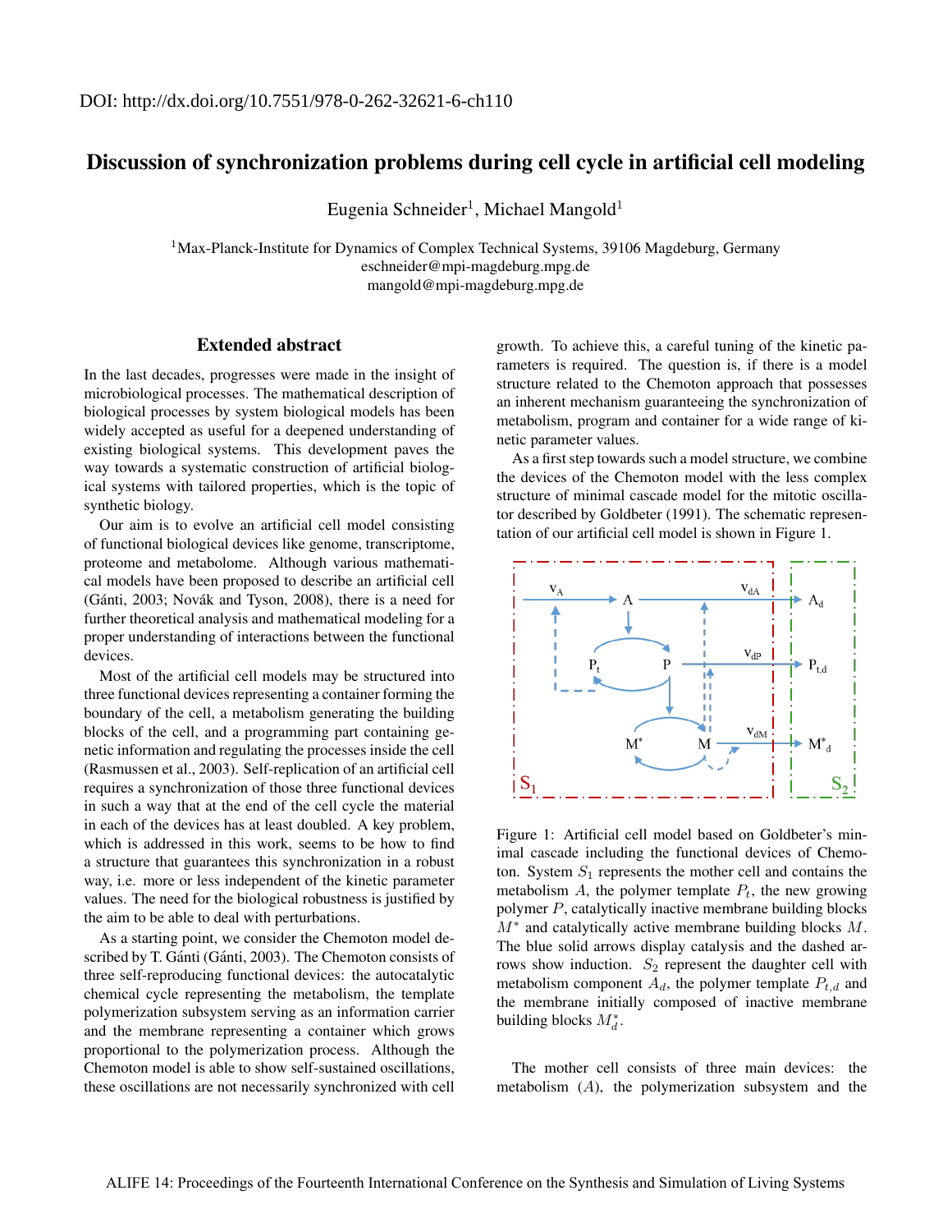DOI: http://dx.doi.org/10.7551/978-0-262-32621-6-ch110

# Discussion of synchronization problems during cell cycle in artificial cell modeling

Eugenia Schneider[1], Michael Mangold[1]

[1]Max-Planck-Institute for Dynamics of Complex Technical Systems, 39106 Magdeburg, Germany
eschneider@mpi-magdeburg.mpg.de
mangold@mpi-magdeburg.mpg.de

## Extended abstract

In the last decades, progresses were made in the insight of microbiological processes. The mathematical description of biological processes by system biological models has been widely accepted as useful for a deepened understanding of existing biological systems. This development paves the way towards a systematic construction of artificial biological systems with tailored properties, which is the topic of synthetic biology.

Our aim is to evolve an artificial cell model consisting of functional biological devices like genome, transcriptome, proteome and metabolome. Although various mathematical models have been proposed to describe an artificial cell (Gánti, 2003; Novák and Tyson, 2008), there is a need for further theoretical analysis and mathematical modeling for a proper understanding of interactions between the functional devices.

Most of the artificial cell models may be structured into three functional devices representing a container forming the boundary of the cell, a metabolism generating the building blocks of the cell, and a programming part containing genetic information and regulating the processes inside the cell (Rasmussen et al., 2003). Self-replication of an artificial cell requires a synchronization of those three functional devices in such a way that at the end of the cell cycle the material in each of the devices has at least doubled. A key problem, which is addressed in this work, seems to be how to find a structure that guarantees this synchronization in a robust way, i.e. more or less independent of the kinetic parameter values. The need for the biological robustness is justified by the aim to be able to deal with perturbations.

As a starting point, we consider the Chemoton model described by T. Gánti (Gánti, 2003). The Chemoton consists of three self-reproducing functional devices: the autocatalytic chemical cycle representing the metabolism, the template polymerization subsystem serving as an information carrier and the membrane representing a container which grows proportional to the polymerization process. Although the Chemoton model is able to show self-sustained oscillations, these oscillations are not necessarily synchronized with cell growth. To achieve this, a careful tuning of the kinetic parameters is required. The question is, if there is a model structure related to the Chemoton approach that possesses an inherent mechanism guaranteeing the synchronization of metabolism, program and container for a wide range of kinetic parameter values.

As a first step towards such a model structure, we combine the devices of the Chemoton model with the less complex structure of minimal cascade model for the mitotic oscillator described by Goldbeter (1991). The schematic representation of our artificial cell model is shown in Figure 1.

Figure 1: Artificial cell model based on Goldbeter's minimal cascade including the functional devices of Chemoton. System $S_1$ represents the mother cell and contains the metabolism $A$, the polymer template $P_t$, the new growing polymer $P$, catalytically inactive membrane building blocks $M^*$ and catalytically active membrane building blocks $M$. The blue solid arrows display catalysis and the dashed arrows show induction. $S_2$ represent the daughter cell with metabolism component $A_d$, the polymer template $P_{t,d}$ and the membrane initially composed of inactive membrane building blocks $M_d^*$.

The mother cell consists of three main devices: the metabolism ($A$), the polymerization subsystem and the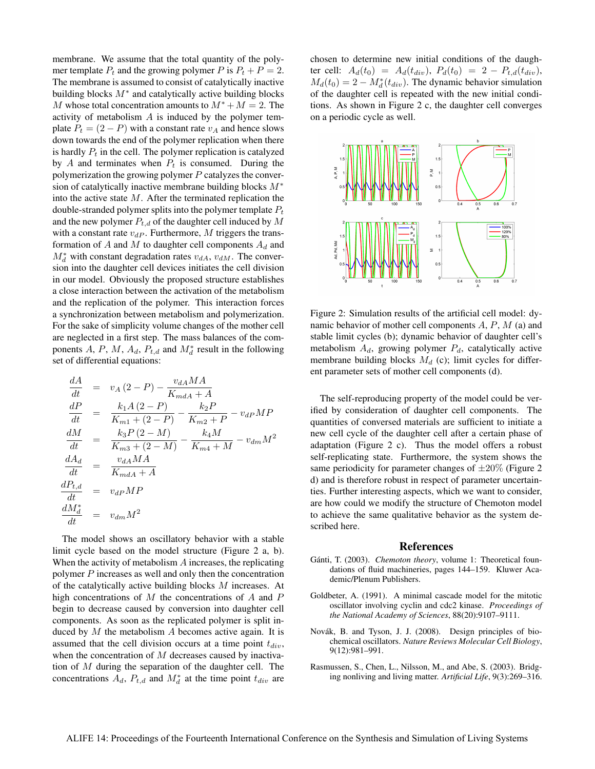membrane. We assume that the total quantity of the polymer template $P_t$ and the growing polymer $P$ is $P_t + P = 2$. The membrane is assumed to consist of catalytically inactive building blocks $M^*$ and catalytically active building blocks $M$ whose total concentration amounts to $M^* + M = 2$. The activity of metabolism $A$ is induced by the polymer template $P_t = (2 - P)$ with a constant rate $v_A$ and hence slows down towards the end of the polymer replication when there is hardly $P_t$ in the cell. The polymer replication is catalyzed by $A$ and terminates when $P_t$ is consumed. During the polymerization the growing polymer $P$ catalyzes the conversion of catalytically inactive membrane building blocks $M^*$ into the active state $M$. After the terminated replication the double-stranded polymer splits into the polymer template $P_t$ and the new polymer $P_{t,d}$ of the daughter cell induced by $M$ with a constant rate $v_{dP}$. Furthermore, $M$ triggers the transformation of $A$ and $M$ to daughter cell components $A_d$ and $M_d^*$ with constant degradation rates $v_{dA}$, $v_{dM}$. The conversion into the daughter cell devices initiates the cell division in our model. Obviously the proposed structure establishes a close interaction between the activation of the metabolism and the replication of the polymer. This interaction forces a synchronization between metabolism and polymerization. For the sake of simplicity volume changes of the mother cell are neglected in a first step. The mass balances of the components $A$, $P$, $M$, $A_d$, $P_{t,d}$ and $M_d^*$ result in the following set of differential equations:

$$
\begin{aligned}
\frac{dA}{dt} &= v_A\,(2-P) - \frac{v_{dA} M A}{K_{mdA} + A} \\
\frac{dP}{dt} &= \frac{k_1 A\,(2-P)}{K_{m1} + (2-P)} - \frac{k_2 P}{K_{m2} + P} - v_{dP} M P \\
\frac{dM}{dt} &= \frac{k_3 P\,(2-M)}{K_{m3} + (2-M)} - \frac{k_4 M}{K_{m4} + M} - v_{dm} M^2 \\
\frac{dA_d}{dt} &= \frac{v_{dA} M A}{K_{mdA} + A} \\
\frac{dP_{t,d}}{dt} &= v_{dP} M P \\
\frac{dM_d^*}{dt} &= v_{dm} M^2
\end{aligned}
$$

The model shows an oscillatory behavior with a stable limit cycle based on the model structure (Figure 2 a, b). When the activity of metabolism $A$ increases, the replicating polymer $P$ increases as well and only then the concentration of the catalytically active building blocks $M$ increases. At high concentrations of $M$ the concentrations of $A$ and $P$ begin to decrease caused by conversion into daughter cell components. As soon as the replicated polymer is split induced by $M$ the metabolism $A$ becomes active again. It is assumed that the cell division occurs at a time point $t_{div}$, when the concentration of $M$ decreases caused by inactivation of $M$ during the separation of the daughter cell. The concentrations $A_d$, $P_{t,d}$ and $M_d^*$ at the time point $t_{div}$ are chosen to determine new initial conditions of the daughter cell: $A_d(t_0) = A_d(t_{div})$, $P_d(t_0) = 2 - P_{t,d}(t_{div})$, $M_d(t_0) = 2 - M_d^*(t_{div})$. The dynamic behavior simulation of the daughter cell is repeated with the new initial conditions. As shown in Figure 2 c, the daughter cell converges on a periodic cycle as well.

a
A, P, M
A
P
M
b
P, M
P
M
A
c
Ad, Pd, Md
$A_d$
$P_d$
$M_d$
t
M
100%
120%
80%
A

Figure 2: Simulation results of the artificial cell model: dynamic behavior of mother cell components $A$, $P$, $M$ (a) and stable limit cycles (b); dynamic behavior of daughter cell's metabolism $A_d$, growing polymer $P_d$, catalytically active membrane building blocks $M_d$ (c); limit cycles for different parameter sets of mother cell components (d).

The self-reproducing property of the model could be verified by consideration of daughter cell components. The quantities of conversed materials are sufficient to initiate a new cell cycle of the daughter cell after a certain phase of adaptation (Figure 2 c). Thus the model offers a robust self-replicating state. Furthermore, the system shows the same periodicity for parameter changes of $\pm 20\%$ (Figure 2 d) and is therefore robust in respect of parameter uncertainties. Further interesting aspects, which we want to consider, are how could we modify the structure of Chemoton model to achieve the same qualitative behavior as the system described here.

## References

Gánti, T. (2003). *Chemoton theory*, volume 1: Theoretical foundations of fluid machineries, pages 144–159. Kluwer Academic/Plenum Publishers.

Goldbeter, A. (1991). A minimal cascade model for the mitotic oscillator involving cyclin and cdc2 kinase. *Proceedings of the National Academy of Sciences*, 88(20):9107–9111.

Novák, B. and Tyson, J. J. (2008). Design principles of biochemical oscillators. *Nature Reviews Molecular Cell Biology*, 9(12):981–991.

Rasmussen, S., Chen, L., Nilsson, M., and Abe, S. (2003). Bridging nonliving and living matter. *Artificial Life*, 9(3):269–316.